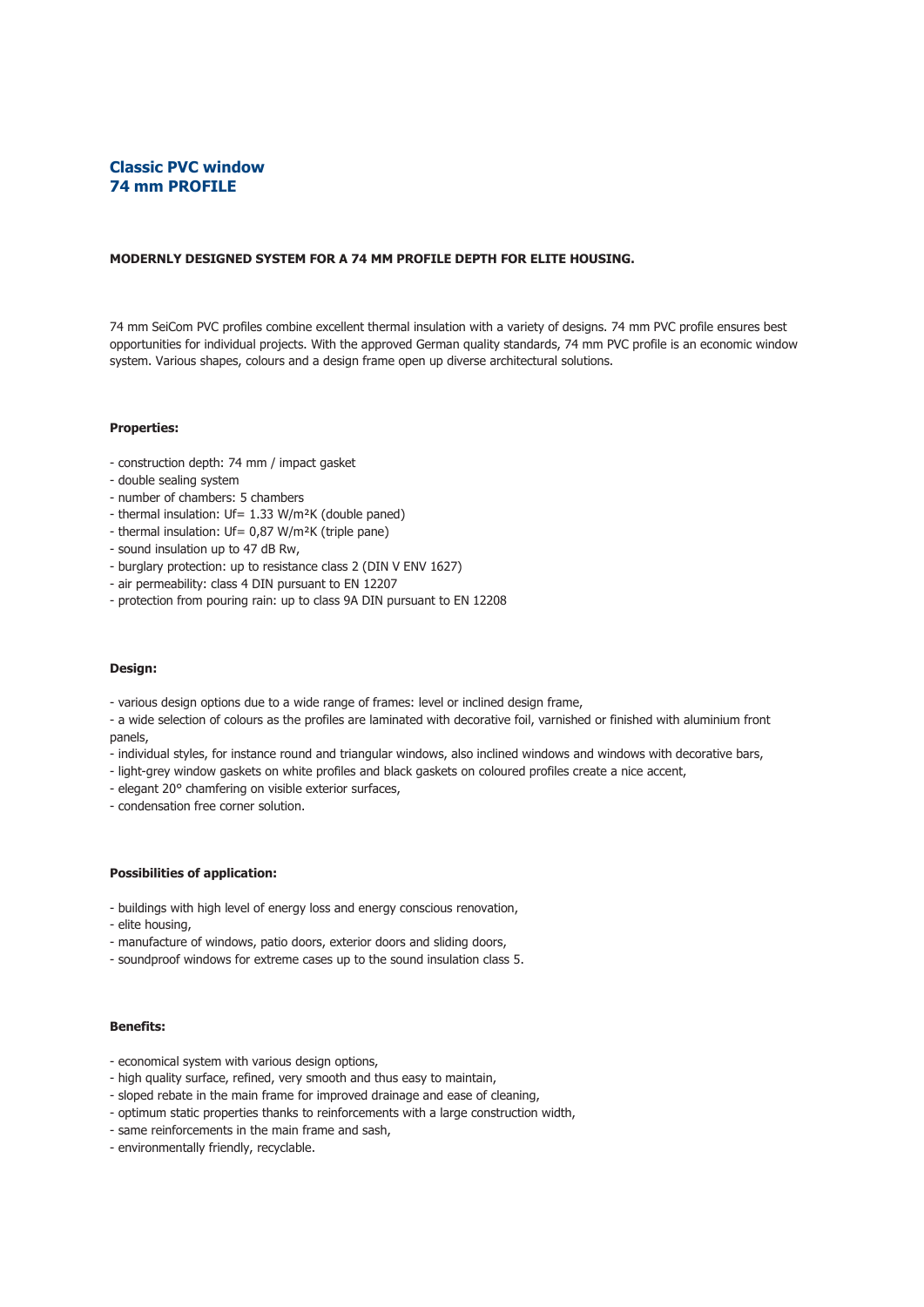# Classic PVC window
# 74 mm PROFILE

**MODERNLY DESIGNED SYSTEM FOR A 74 MM PROFILE DEPTH FOR ELITE HOUSING.**

74 mm SeiCom PVC profiles combine excellent thermal insulation with a variety of designs. 74 mm PVC profile ensures best opportunities for individual projects. With the approved German quality standards, 74 mm PVC profile is an economic window system. Various shapes, colours and a design frame open up diverse architectural solutions.

**Properties:**

- construction depth: 74 mm / impact gasket
- double sealing system
- number of chambers: 5 chambers
- thermal insulation: $U_f$= 1.33 W/m²K (double paned)
- thermal insulation: $U_f$= 0,87 W/m²K (triple pane)
- sound insulation up to 47 dB Rw,
- burglary protection: up to resistance class 2 (DIN V ENV 1627)
- air permeability: class 4 DIN pursuant to EN 12207
- protection from pouring rain: up to class 9A DIN pursuant to EN 12208

**Design:**

- various design options due to a wide range of frames: level or inclined design frame,
- a wide selection of colours as the profiles are laminated with decorative foil, varnished or finished with aluminium front panels,
- individual styles, for instance round and triangular windows, also inclined windows and windows with decorative bars,
- light-grey window gaskets on white profiles and black gaskets on coloured profiles create a nice accent,
- elegant 20° chamfering on visible exterior surfaces,
- condensation free corner solution.

**Possibilities of application:**

- buildings with high level of energy loss and energy conscious renovation,
- elite housing,
- manufacture of windows, patio doors, exterior doors and sliding doors,
- soundproof windows for extreme cases up to the sound insulation class 5.

**Benefits:**

- economical system with various design options,
- high quality surface, refined, very smooth and thus easy to maintain,
- sloped rebate in the main frame for improved drainage and ease of cleaning,
- optimum static properties thanks to reinforcements with a large construction width,
- same reinforcements in the main frame and sash,
- environmentally friendly, recyclable.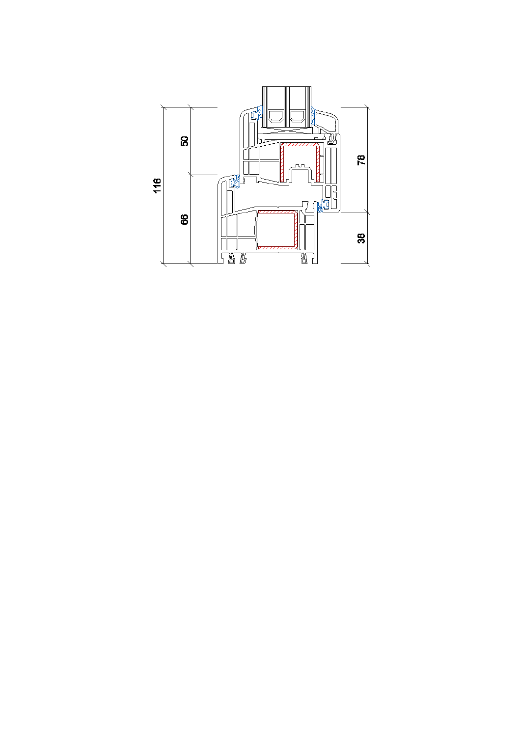116

50

66

78

38